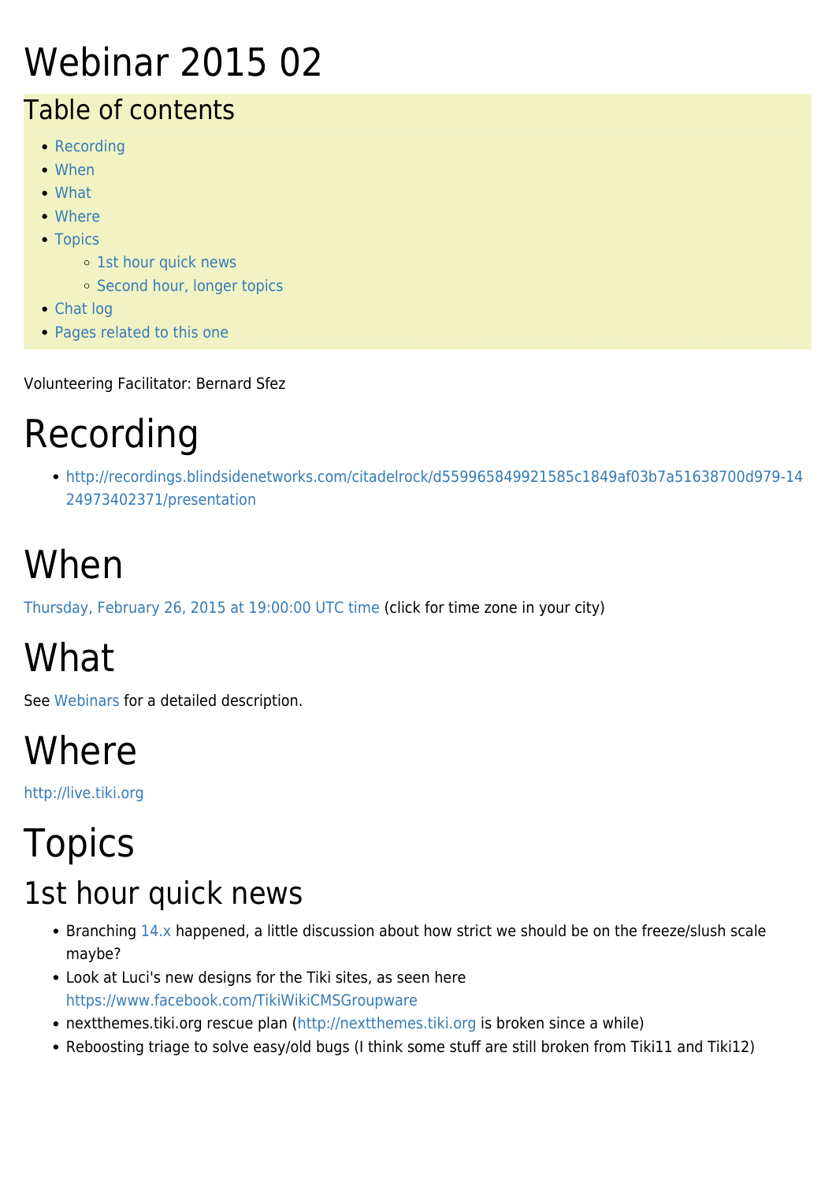# Webinar 2015 02

## Table of contents

- Recording
- When
- What
- Where
- Topics
  - 1st hour quick news
  - Second hour, longer topics
- Chat log
- Pages related to this one

Volunteering Facilitator: Bernard Sfez

# Recording

- http://recordings.blindsidenetworks.com/citadelrock/d559965849921585c1849af03b7a51638700d979-1424973402371/presentation

# When

Thursday, February 26, 2015 at 19:00:00 UTC time (click for time zone in your city)

# What

See Webinars for a detailed description.

# Where

http://live.tiki.org

# Topics

## 1st hour quick news

- Branching 14.x happened, a little discussion about how strict we should be on the freeze/slush scale maybe?
- Look at Luci's new designs for the Tiki sites, as seen here https://www.facebook.com/TikiWikiCMSGroupware
- nextthemes.tiki.org rescue plan (http://nextthemes.tiki.org is broken since a while)
- Reboosting triage to solve easy/old bugs (I think some stuff are still broken from Tiki11 and Tiki12)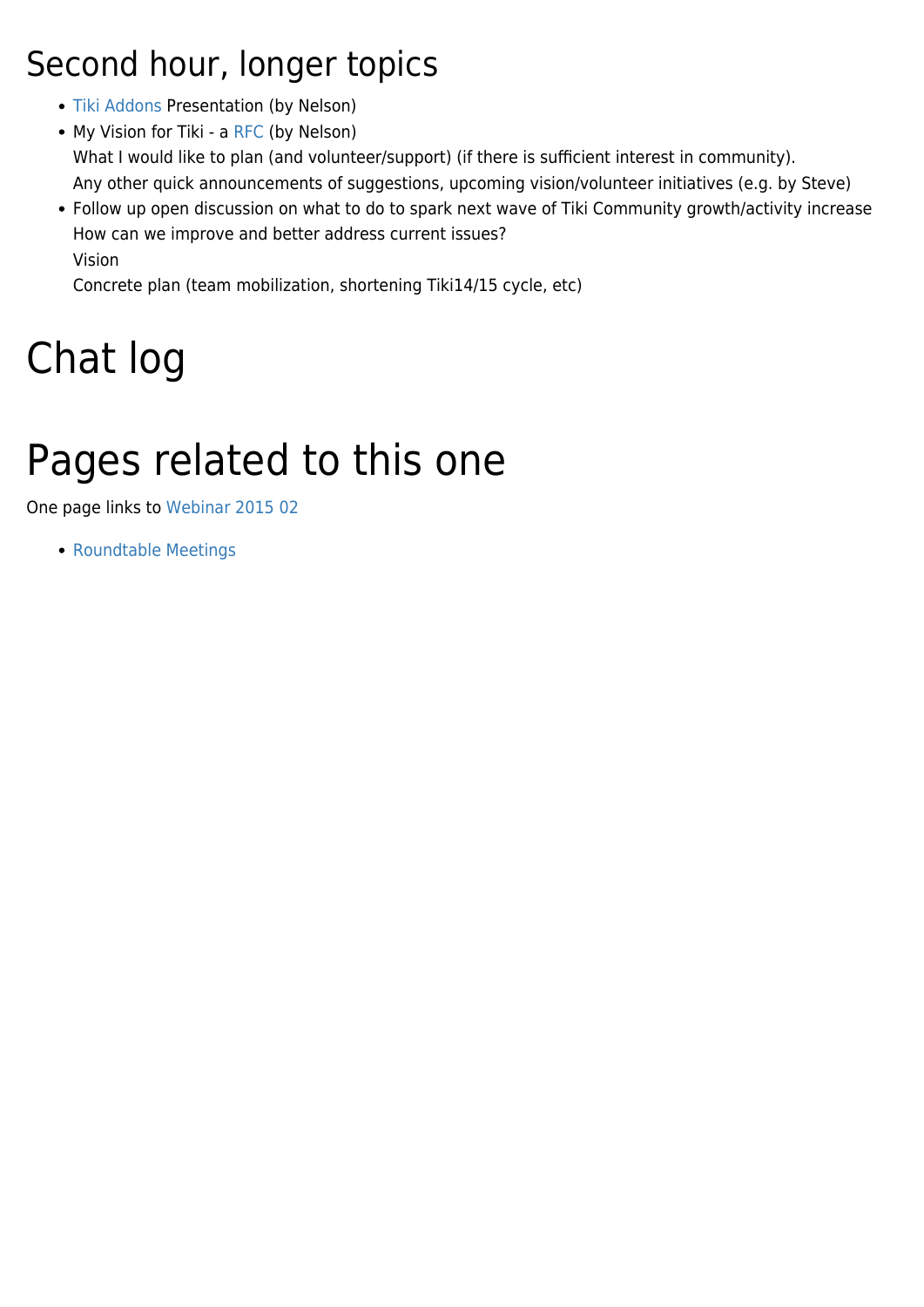# Second hour, longer topics

- Tiki Addons Presentation (by Nelson)
- My Vision for Tiki - a RFC (by Nelson)
  What I would like to plan (and volunteer/support) (if there is sufficient interest in community).
  Any other quick announcements of suggestions, upcoming vision/volunteer initiatives (e.g. by Steve)
- Follow up open discussion on what to do to spark next wave of Tiki Community growth/activity increase
  How can we improve and better address current issues?
  Vision
  Concrete plan (team mobilization, shortening Tiki14/15 cycle, etc)

# Chat log

# Pages related to this one

One page links to Webinar 2015 02

- Roundtable Meetings